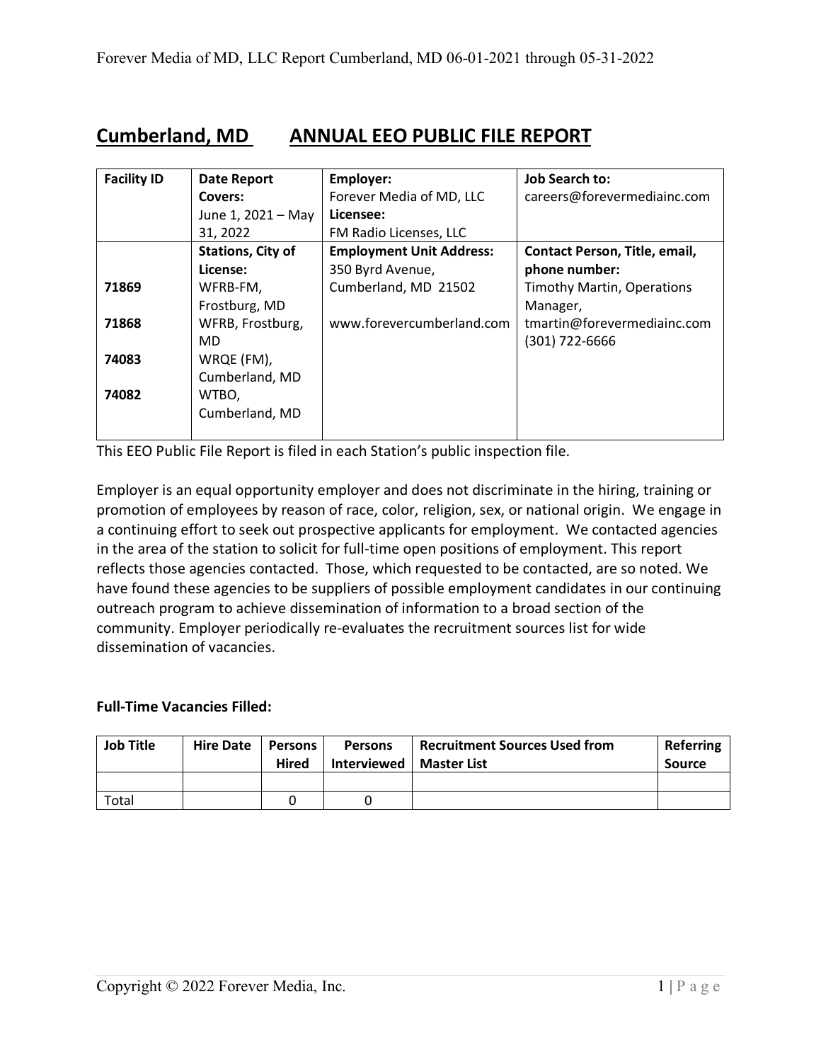# Cumberland, MD ANNUAL EEO PUBLIC FILE REPORT

| Facility ID | Date Report Covers: | Employer: | Job Search to: |
|---|---|---|---|
| | June 1, 2021 – May 31, 2022 | Forever Media of MD, LLC<br>**Licensee:**<br>FM Radio Licenses, LLC | careers@forevermediainc.com |
| | **Stations, City of License:** | **Employment Unit Address:** | **Contact Person, Title, email, phone number:** |
| 71869<br>71868<br>74083<br>74082 | WFRB-FM, Frostburg, MD<br>WFRB, Frostburg, MD<br>WRQE (FM), Cumberland, MD<br>WTBO, Cumberland, MD | 350 Byrd Avenue,<br>Cumberland, MD 21502<br><br>www.forevercumberland.com | Timothy Martin, Operations Manager,<br>tmartin@forevermediainc.com<br>(301) 722-6666 |

This EEO Public File Report is filed in each Station's public inspection file.

Employer is an equal opportunity employer and does not discriminate in the hiring, training or promotion of employees by reason of race, color, religion, sex, or national origin. We engage in a continuing effort to seek out prospective applicants for employment. We contacted agencies in the area of the station to solicit for full-time open positions of employment. This report reflects those agencies contacted. Those, which requested to be contacted, are so noted. We have found these agencies to be suppliers of possible employment candidates in our continuing outreach program to achieve dissemination of information to a broad section of the community. Employer periodically re-evaluates the recruitment sources list for wide dissemination of vacancies.

**Full-Time Vacancies Filled:**

| Job Title | Hire Date | Persons Hired | Persons Interviewed | Recruitment Sources Used from Master List | Referring Source |
|---|---|---|---|---|---|
| | | | | | |
| Total | | 0 | 0 | | |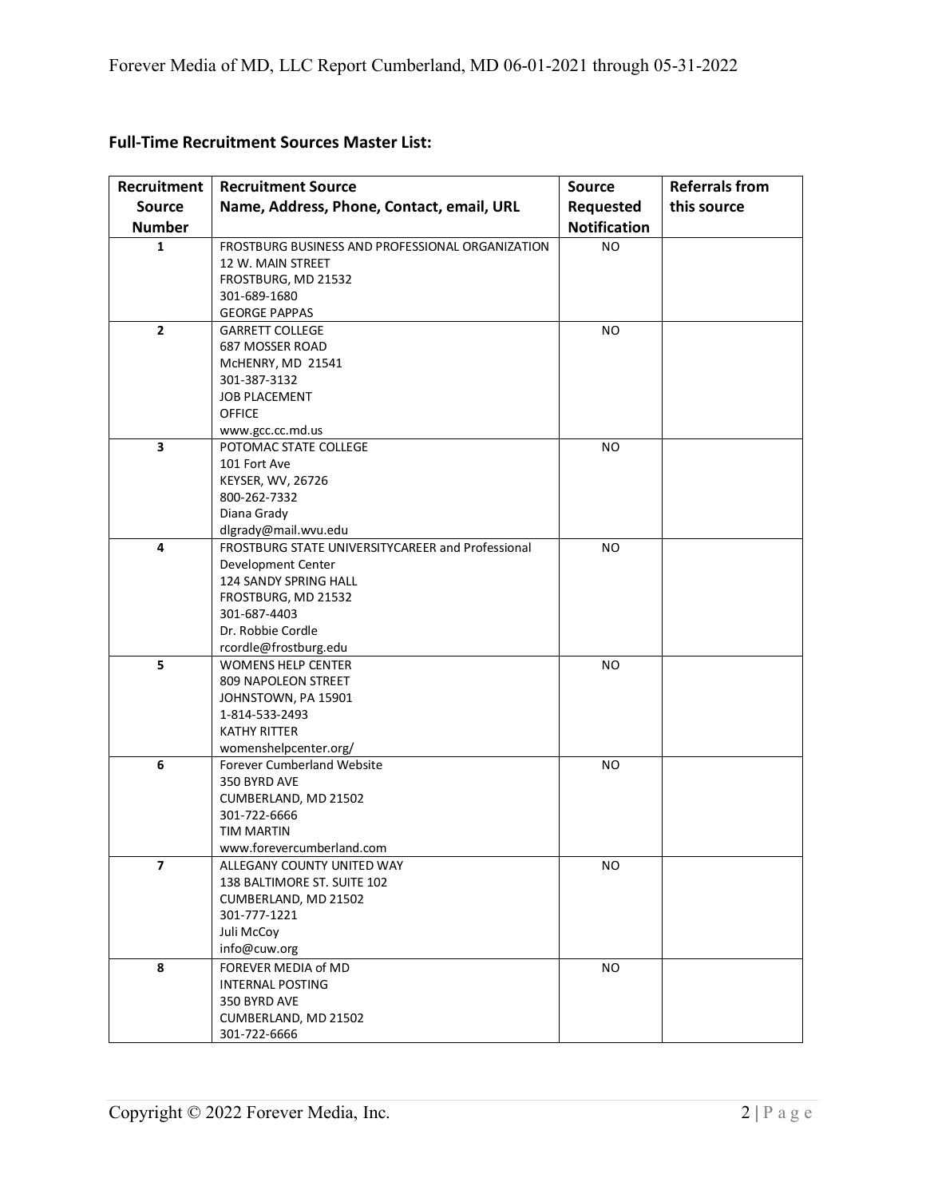## Full-Time Recruitment Sources Master List:

| Recruitment Source Number | Recruitment Source Name, Address, Phone, Contact, email, URL | Source Requested Notification | Referrals from this source |
|---|---|---|---|
| 1 | FROSTBURG BUSINESS AND PROFESSIONAL ORGANIZATION<br>12 W. MAIN STREET<br>FROSTBURG, MD 21532<br>301-689-1680<br>GEORGE PAPPAS | NO | |
| 2 | GARRETT COLLEGE<br>687 MOSSER ROAD<br>McHENRY, MD 21541<br>301-387-3132<br>JOB PLACEMENT<br>OFFICE<br>www.gcc.cc.md.us | NO | |
| 3 | POTOMAC STATE COLLEGE<br>101 Fort Ave<br>KEYSER, WV, 26726<br>800-262-7332<br>Diana Grady<br>dlgrady@mail.wvu.edu | NO | |
| 4 | FROSTBURG STATE UNIVERSITYCAREER and Professional Development Center<br>124 SANDY SPRING HALL<br>FROSTBURG, MD 21532<br>301-687-4403<br>Dr. Robbie Cordle<br>rcordle@frostburg.edu | NO | |
| 5 | WOMENS HELP CENTER<br>809 NAPOLEON STREET<br>JOHNSTOWN, PA 15901<br>1-814-533-2493<br>KATHY RITTER<br>womenshelpcenter.org/ | NO | |
| 6 | Forever Cumberland Website<br>350 BYRD AVE<br>CUMBERLAND, MD 21502<br>301-722-6666<br>TIM MARTIN<br>www.forevercumberland.com | NO | |
| 7 | ALLEGANY COUNTY UNITED WAY<br>138 BALTIMORE ST. SUITE 102<br>CUMBERLAND, MD 21502<br>301-777-1221<br>Juli McCoy<br>info@cuw.org | NO | |
| 8 | FOREVER MEDIA of MD<br>INTERNAL POSTING<br>350 BYRD AVE<br>CUMBERLAND, MD 21502<br>301-722-6666 | NO | |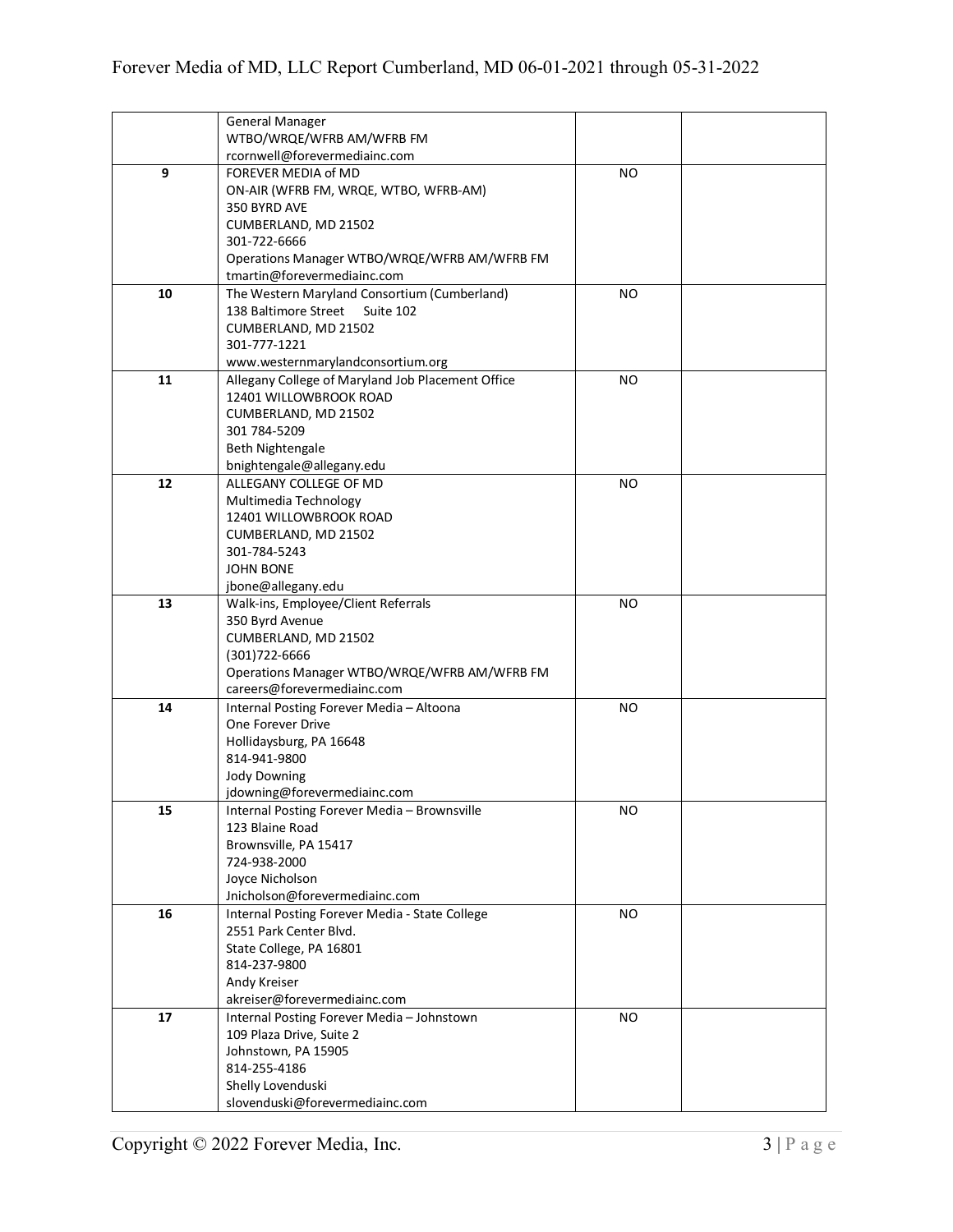| | | | |
|---|---|---|---|
| | General Manager<br>WTBO/WRQE/WFRB AM/WFRB FM<br>rcornwell@forevermediainc.com | | |
| **9** | FOREVER MEDIA of MD<br>ON-AIR (WFRB FM, WRQE, WTBO, WFRB-AM)<br>350 BYRD AVE<br>CUMBERLAND, MD 21502<br>301-722-6666<br>Operations Manager WTBO/WRQE/WFRB AM/WFRB FM<br>tmartin@forevermediainc.com | NO | |
| **10** | The Western Maryland Consortium (Cumberland)<br>138 Baltimore Street Suite 102<br>CUMBERLAND, MD 21502<br>301-777-1221<br>www.westernmarylandconsortium.org | NO | |
| **11** | Allegany College of Maryland Job Placement Office<br>12401 WILLOWBROOK ROAD<br>CUMBERLAND, MD 21502<br>301 784-5209<br>Beth Nightengale<br>bnightengale@allegany.edu | NO | |
| **12** | ALLEGANY COLLEGE OF MD<br>Multimedia Technology<br>12401 WILLOWBROOK ROAD<br>CUMBERLAND, MD 21502<br>301-784-5243<br>JOHN BONE<br>jbone@allegany.edu | NO | |
| **13** | Walk-ins, Employee/Client Referrals<br>350 Byrd Avenue<br>CUMBERLAND, MD 21502<br>(301)722-6666<br>Operations Manager WTBO/WRQE/WFRB AM/WFRB FM<br>careers@forevermediainc.com | NO | |
| **14** | Internal Posting Forever Media – Altoona<br>One Forever Drive<br>Hollidaysburg, PA 16648<br>814-941-9800<br>Jody Downing<br>jdowning@forevermediainc.com | NO | |
| **15** | Internal Posting Forever Media – Brownsville<br>123 Blaine Road<br>Brownsville, PA 15417<br>724-938-2000<br>Joyce Nicholson<br>Jnicholson@forevermediainc.com | NO | |
| **16** | Internal Posting Forever Media - State College<br>2551 Park Center Blvd.<br>State College, PA 16801<br>814-237-9800<br>Andy Kreiser<br>akreiser@forevermediainc.com | NO | |
| **17** | Internal Posting Forever Media – Johnstown<br>109 Plaza Drive, Suite 2<br>Johnstown, PA 15905<br>814-255-4186<br>Shelly Lovenduski<br>slovenduski@forevermediainc.com | NO | |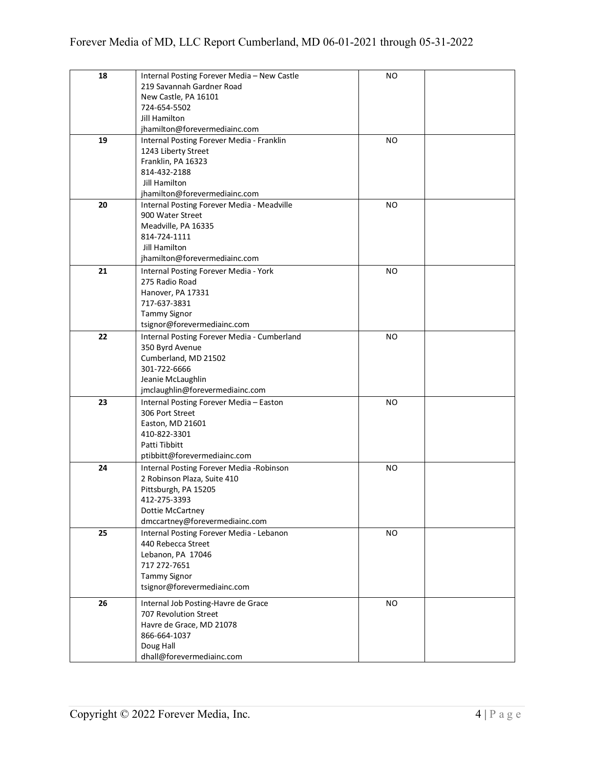| | | | |
|---|---|---|---|
| **18** | Internal Posting Forever Media – New Castle<br>219 Savannah Gardner Road<br>New Castle, PA 16101<br>724-654-5502<br>Jill Hamilton<br>jhamilton@forevermediainc.com | NO | |
| **19** | Internal Posting Forever Media - Franklin<br>1243 Liberty Street<br>Franklin, PA 16323<br>814-432-2188<br>Jill Hamilton<br>jhamilton@forevermediainc.com | NO | |
| **20** | Internal Posting Forever Media - Meadville<br>900 Water Street<br>Meadville, PA 16335<br>814-724-1111<br>Jill Hamilton<br>jhamilton@forevermediainc.com | NO | |
| **21** | Internal Posting Forever Media - York<br>275 Radio Road<br>Hanover, PA 17331<br>717-637-3831<br>Tammy Signor<br>tsignor@forevermediainc.com | NO | |
| **22** | Internal Posting Forever Media - Cumberland<br>350 Byrd Avenue<br>Cumberland, MD 21502<br>301-722-6666<br>Jeanie McLaughlin<br>jmclaughlin@forevermediainc.com | NO | |
| **23** | Internal Posting Forever Media – Easton<br>306 Port Street<br>Easton, MD 21601<br>410-822-3301<br>Patti Tibbitt<br>ptibbitt@forevermediainc.com | NO | |
| **24** | Internal Posting Forever Media -Robinson<br>2 Robinson Plaza, Suite 410<br>Pittsburgh, PA 15205<br>412-275-3393<br>Dottie McCartney<br>dmccartney@forevermediainc.com | NO | |
| **25** | Internal Posting Forever Media - Lebanon<br>440 Rebecca Street<br>Lebanon, PA 17046<br>717 272-7651<br>Tammy Signor<br>tsignor@forevermediainc.com | NO | |
| **26** | Internal Job Posting-Havre de Grace<br>707 Revolution Street<br>Havre de Grace, MD 21078<br>866-664-1037<br>Doug Hall<br>dhall@forevermediainc.com | NO | |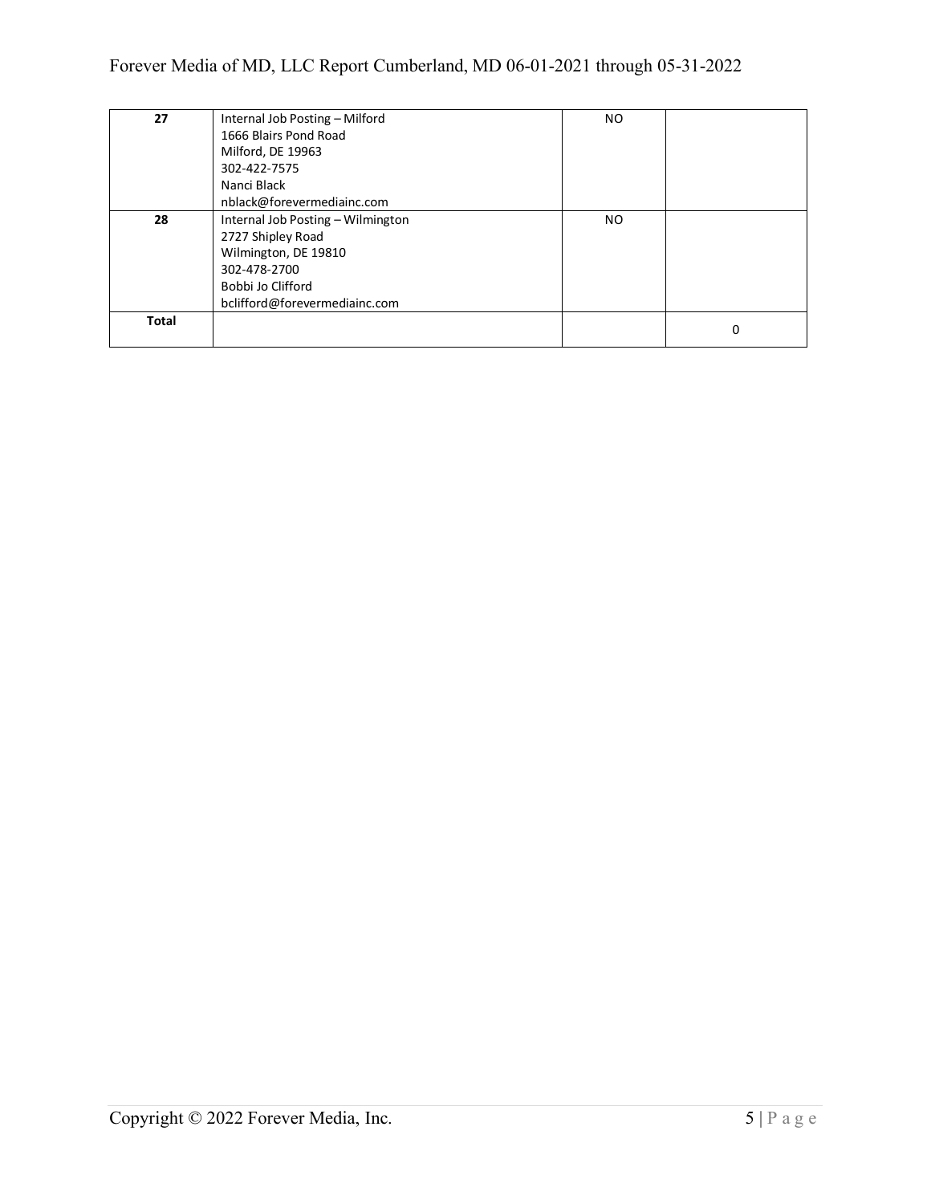| 27 | Internal Job Posting – Milford<br>1666 Blairs Pond Road<br>Milford, DE 19963<br>302-422-7575<br>Nanci Black<br>nblack@forevermediainc.com | NO | |
|---|---|---|---|
| 28 | Internal Job Posting – Wilmington<br>2727 Shipley Road<br>Wilmington, DE 19810<br>302-478-2700<br>Bobbi Jo Clifford<br>bclifford@forevermediainc.com | NO | |
| **Total** | | | 0 |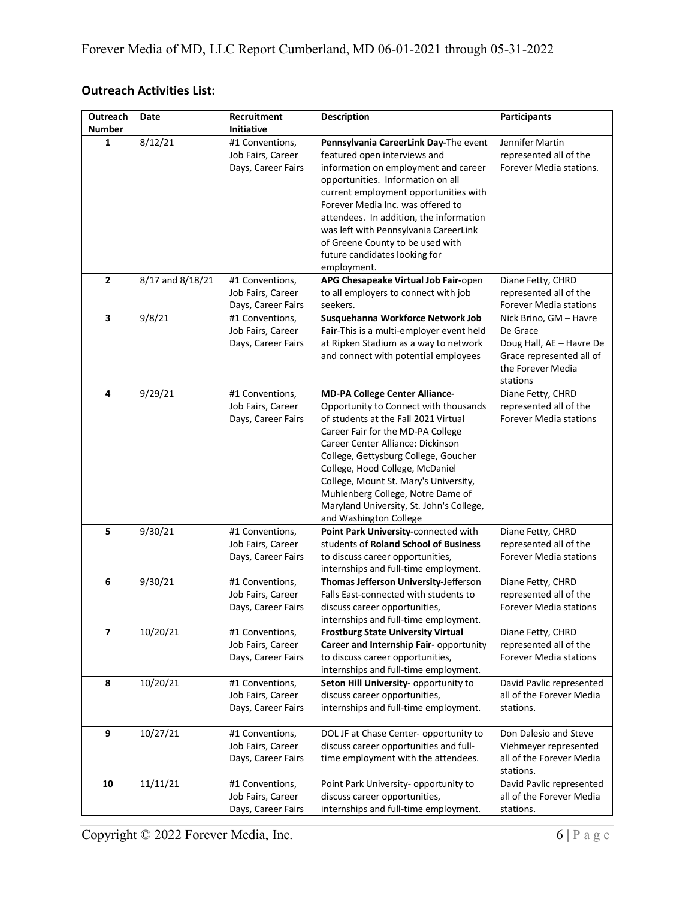## Outreach Activities List:

| Outreach Number | Date | Recruitment Initiative | Description | Participants |
|---|---|---|---|---|
| 1 | 8/12/21 | #1 Conventions, Job Fairs, Career Days, Career Fairs | **Pennsylvania CareerLink Day-**The event featured open interviews and information on employment and career opportunities. Information on all current employment opportunities with Forever Media Inc. was offered to attendees. In addition, the information was left with Pennsylvania CareerLink of Greene County to be used with future candidates looking for employment. | Jennifer Martin represented all of the Forever Media stations. |
| 2 | 8/17 and 8/18/21 | #1 Conventions, Job Fairs, Career Days, Career Fairs | **APG Chesapeake Virtual Job Fair-**open to all employers to connect with job seekers. | Diane Fetty, CHRD represented all of the Forever Media stations |
| 3 | 9/8/21 | #1 Conventions, Job Fairs, Career Days, Career Fairs | **Susquehanna Workforce Network Job Fair**-This is a multi-employer event held at Ripken Stadium as a way to network and connect with potential employees | Nick Brino, GM – Havre De Grace Doug Hall, AE – Havre De Grace represented all of the Forever Media stations |
| 4 | 9/29/21 | #1 Conventions, Job Fairs, Career Days, Career Fairs | **MD-PA College Center Alliance-** Opportunity to Connect with thousands of students at the Fall 2021 Virtual Career Fair for the MD-PA College Career Center Alliance: Dickinson College, Gettysburg College, Goucher College, Hood College, McDaniel College, Mount St. Mary's University, Muhlenberg College, Notre Dame of Maryland University, St. John's College, and Washington College | Diane Fetty, CHRD represented all of the Forever Media stations |
| 5 | 9/30/21 | #1 Conventions, Job Fairs, Career Days, Career Fairs | **Point Park University-**connected with students of **Roland School of Business** to discuss career opportunities, internships and full-time employment. | Diane Fetty, CHRD represented all of the Forever Media stations |
| 6 | 9/30/21 | #1 Conventions, Job Fairs, Career Days, Career Fairs | **Thomas Jefferson University-**Jefferson Falls East-connected with students to discuss career opportunities, internships and full-time employment. | Diane Fetty, CHRD represented all of the Forever Media stations |
| 7 | 10/20/21 | #1 Conventions, Job Fairs, Career Days, Career Fairs | **Frostburg State University Virtual Career and Internship Fair-** opportunity to discuss career opportunities, internships and full-time employment. | Diane Fetty, CHRD represented all of the Forever Media stations |
| 8 | 10/20/21 | #1 Conventions, Job Fairs, Career Days, Career Fairs | **Seton Hill University**- opportunity to discuss career opportunities, internships and full-time employment. | David Pavlic represented all of the Forever Media stations. |
| 9 | 10/27/21 | #1 Conventions, Job Fairs, Career Days, Career Fairs | DOL JF at Chase Center- opportunity to discuss career opportunities and full-time employment with the attendees. | Don Dalesio and Steve Viehmeyer represented all of the Forever Media stations. |
| 10 | 11/11/21 | #1 Conventions, Job Fairs, Career Days, Career Fairs | Point Park University- opportunity to discuss career opportunities, internships and full-time employment. | David Pavlic represented all of the Forever Media stations. |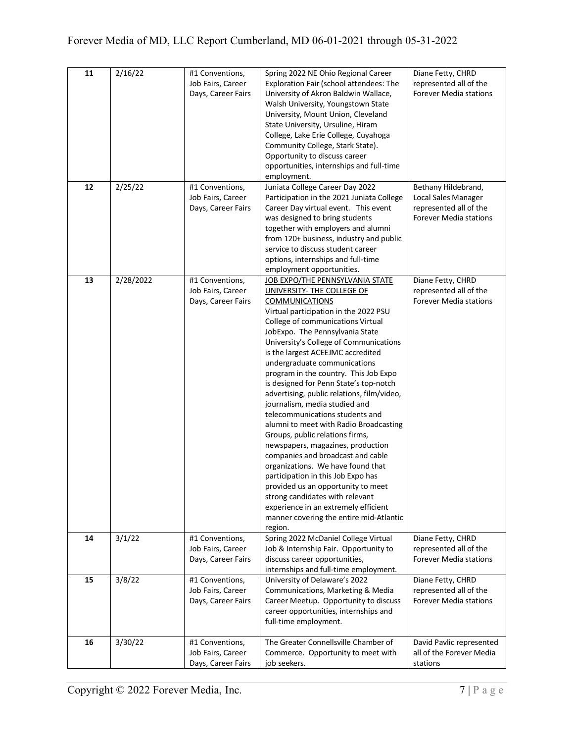| 11 | 2/16/22 | #1 Conventions, Job Fairs, Career Days, Career Fairs | Spring 2022 NE Ohio Regional Career Exploration Fair (school attendees: The University of Akron Baldwin Wallace, Walsh University, Youngstown State University, Mount Union, Cleveland State University, Ursuline, Hiram College, Lake Erie College, Cuyahoga Community College, Stark State). Opportunity to discuss career opportunities, internships and full-time employment. | Diane Fetty, CHRD represented all of the Forever Media stations |
|---|---|---|---|---|
| 12 | 2/25/22 | #1 Conventions, Job Fairs, Career Days, Career Fairs | Juniata College Career Day 2022 Participation in the 2021 Juniata College Career Day virtual event. This event was designed to bring students together with employers and alumni from 120+ business, industry and public service to discuss student career options, internships and full-time employment opportunities. | Bethany Hildebrand, Local Sales Manager represented all of the Forever Media stations |
| 13 | 2/28/2022 | #1 Conventions, Job Fairs, Career Days, Career Fairs | <u>JOB EXPO/THE PENNSYLVANIA STATE UNIVERSITY- THE COLLEGE OF COMMUNICATIONS</u> Virtual participation in the 2022 PSU College of communications Virtual JobExpo. The Pennsylvania State University's College of Communications is the largest ACEEJMC accredited undergraduate communications program in the country. This Job Expo is designed for Penn State's top-notch advertising, public relations, film/video, journalism, media studied and telecommunications students and alumni to meet with Radio Broadcasting Groups, public relations firms, newspapers, magazines, production companies and broadcast and cable organizations. We have found that participation in this Job Expo has provided us an opportunity to meet strong candidates with relevant experience in an extremely efficient manner covering the entire mid-Atlantic region. | Diane Fetty, CHRD represented all of the Forever Media stations |
| 14 | 3/1/22 | #1 Conventions, Job Fairs, Career Days, Career Fairs | Spring 2022 McDaniel College Virtual Job & Internship Fair. Opportunity to discuss career opportunities, internships and full-time employment. | Diane Fetty, CHRD represented all of the Forever Media stations |
| 15 | 3/8/22 | #1 Conventions, Job Fairs, Career Days, Career Fairs | University of Delaware's 2022 Communications, Marketing & Media Career Meetup. Opportunity to discuss career opportunities, internships and full-time employment. | Diane Fetty, CHRD represented all of the Forever Media stations |
| 16 | 3/30/22 | #1 Conventions, Job Fairs, Career Days, Career Fairs | The Greater Connellsville Chamber of Commerce. Opportunity to meet with job seekers. | David Pavlic represented all of the Forever Media stations |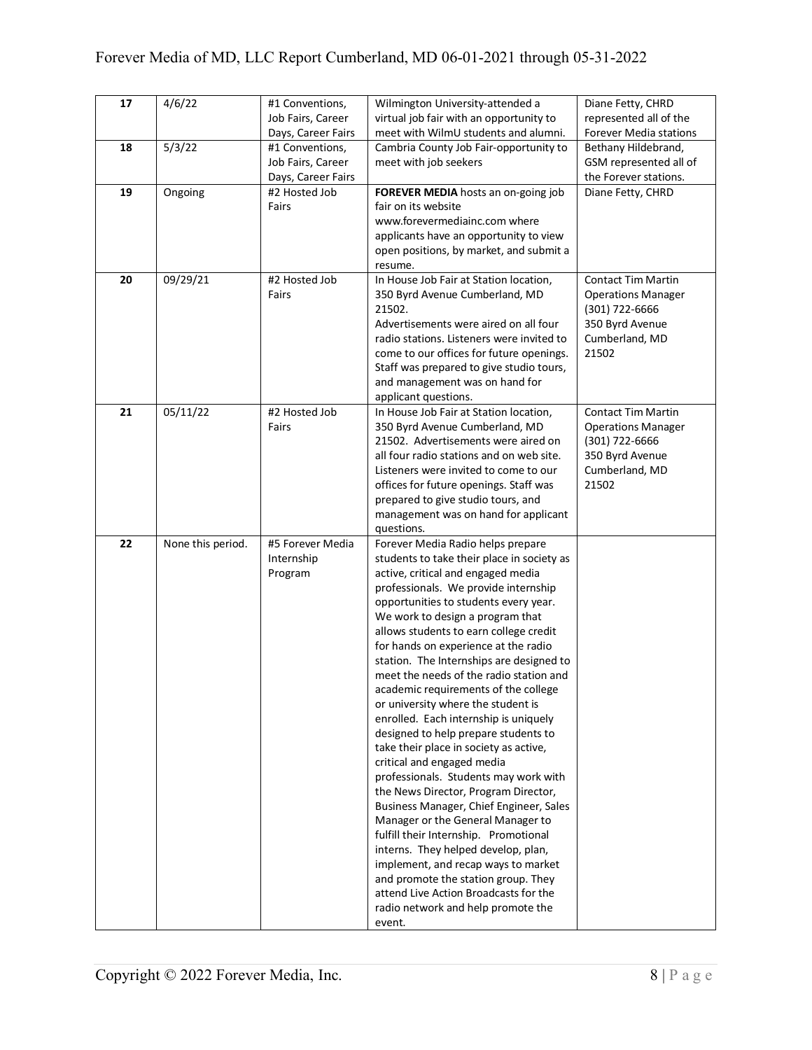| 17 | 4/6/22 | #1 Conventions, Job Fairs, Career Days, Career Fairs | Wilmington University-attended a virtual job fair with an opportunity to meet with WilmU students and alumni. | Diane Fetty, CHRD represented all of the Forever Media stations |
|---|---|---|---|---|
| 18 | 5/3/22 | #1 Conventions, Job Fairs, Career Days, Career Fairs | Cambria County Job Fair-opportunity to meet with job seekers | Bethany Hildebrand, GSM represented all of the Forever stations. |
| 19 | Ongoing | #2 Hosted Job Fairs | **FOREVER MEDIA** hosts an on-going job fair on its website www.forevermediainc.com where applicants have an opportunity to view open positions, by market, and submit a resume. | Diane Fetty, CHRD |
| 20 | 09/29/21 | #2 Hosted Job Fairs | In House Job Fair at Station location, 350 Byrd Avenue Cumberland, MD 21502. Advertisements were aired on all four radio stations. Listeners were invited to come to our offices for future openings. Staff was prepared to give studio tours, and management was on hand for applicant questions. | Contact Tim Martin Operations Manager (301) 722-6666 350 Byrd Avenue Cumberland, MD 21502 |
| 21 | 05/11/22 | #2 Hosted Job Fairs | In House Job Fair at Station location, 350 Byrd Avenue Cumberland, MD 21502. Advertisements were aired on all four radio stations and on web site. Listeners were invited to come to our offices for future openings. Staff was prepared to give studio tours, and management was on hand for applicant questions. | Contact Tim Martin Operations Manager (301) 722-6666 350 Byrd Avenue Cumberland, MD 21502 |
| 22 | None this period. | #5 Forever Media Internship Program | Forever Media Radio helps prepare students to take their place in society as active, critical and engaged media professionals. We provide internship opportunities to students every year. We work to design a program that allows students to earn college credit for hands on experience at the radio station. The Internships are designed to meet the needs of the radio station and academic requirements of the college or university where the student is enrolled. Each internship is uniquely designed to help prepare students to take their place in society as active, critical and engaged media professionals. Students may work with the News Director, Program Director, Business Manager, Chief Engineer, Sales Manager or the General Manager to fulfill their Internship. Promotional interns. They helped develop, plan, implement, and recap ways to market and promote the station group. They attend Live Action Broadcasts for the radio network and help promote the event. | |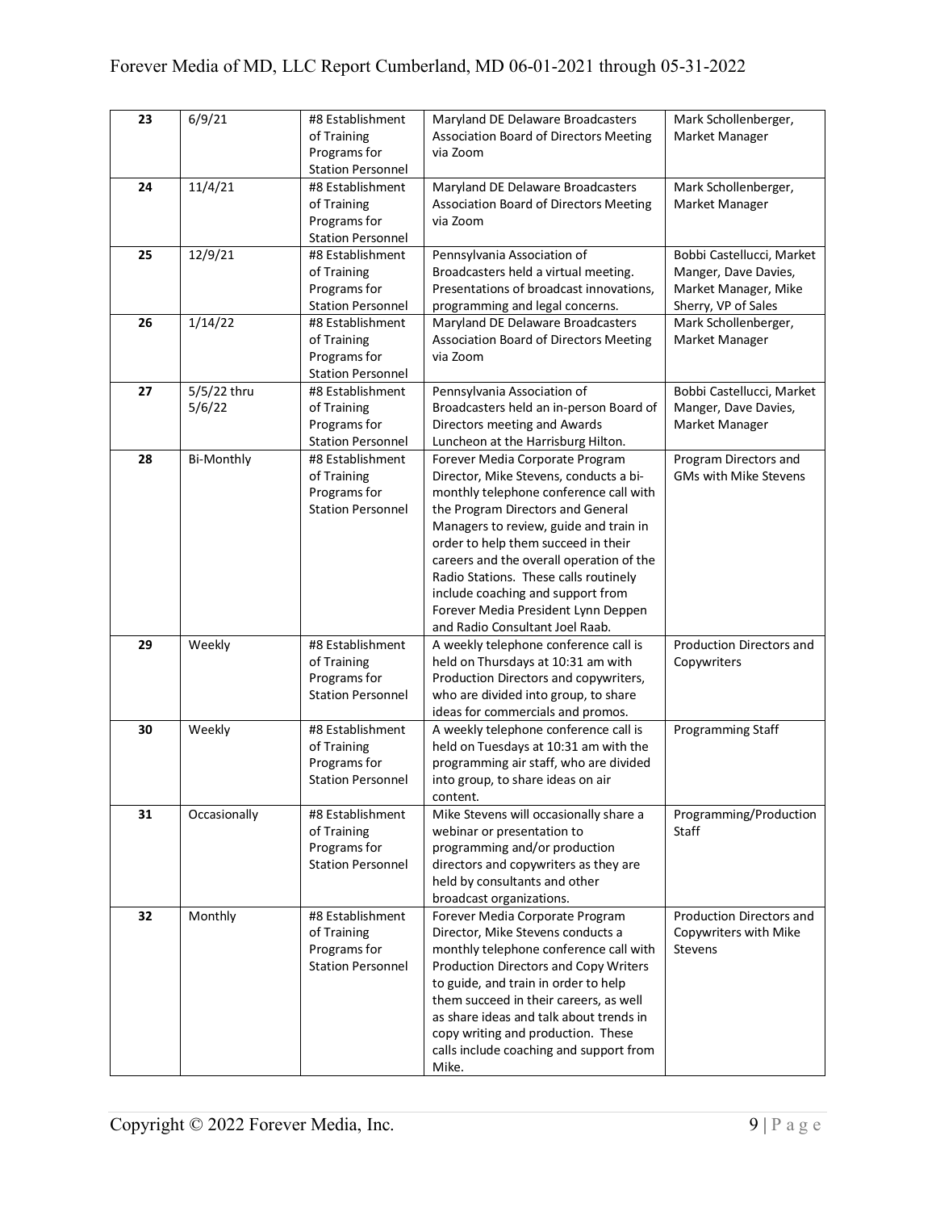| 23 | 6/9/21 | #8 Establishment of Training Programs for Station Personnel | Maryland DE Delaware Broadcasters Association Board of Directors Meeting via Zoom | Mark Schollenberger, Market Manager |
|---|---|---|---|---|
| 24 | 11/4/21 | #8 Establishment of Training Programs for Station Personnel | Maryland DE Delaware Broadcasters Association Board of Directors Meeting via Zoom | Mark Schollenberger, Market Manager |
| 25 | 12/9/21 | #8 Establishment of Training Programs for Station Personnel | Pennsylvania Association of Broadcasters held a virtual meeting. Presentations of broadcast innovations, programming and legal concerns. | Bobbi Castellucci, Market Manger, Dave Davies, Market Manager, Mike Sherry, VP of Sales |
| 26 | 1/14/22 | #8 Establishment of Training Programs for Station Personnel | Maryland DE Delaware Broadcasters Association Board of Directors Meeting via Zoom | Mark Schollenberger, Market Manager |
| 27 | 5/5/22 thru 5/6/22 | #8 Establishment of Training Programs for Station Personnel | Pennsylvania Association of Broadcasters held an in-person Board of Directors meeting and Awards Luncheon at the Harrisburg Hilton. | Bobbi Castellucci, Market Manger, Dave Davies, Market Manager |
| 28 | Bi-Monthly | #8 Establishment of Training Programs for Station Personnel | Forever Media Corporate Program Director, Mike Stevens, conducts a bi-monthly telephone conference call with the Program Directors and General Managers to review, guide and train in order to help them succeed in their careers and the overall operation of the Radio Stations. These calls routinely include coaching and support from Forever Media President Lynn Deppen and Radio Consultant Joel Raab. | Program Directors and GMs with Mike Stevens |
| 29 | Weekly | #8 Establishment of Training Programs for Station Personnel | A weekly telephone conference call is held on Thursdays at 10:31 am with Production Directors and copywriters, who are divided into group, to share ideas for commercials and promos. | Production Directors and Copywriters |
| 30 | Weekly | #8 Establishment of Training Programs for Station Personnel | A weekly telephone conference call is held on Tuesdays at 10:31 am with the programming air staff, who are divided into group, to share ideas on air content. | Programming Staff |
| 31 | Occasionally | #8 Establishment of Training Programs for Station Personnel | Mike Stevens will occasionally share a webinar or presentation to programming and/or production directors and copywriters as they are held by consultants and other broadcast organizations. | Programming/Production Staff |
| 32 | Monthly | #8 Establishment of Training Programs for Station Personnel | Forever Media Corporate Program Director, Mike Stevens conducts a monthly telephone conference call with Production Directors and Copy Writers to guide, and train in order to help them succeed in their careers, as well as share ideas and talk about trends in copy writing and production. These calls include coaching and support from Mike. | Production Directors and Copywriters with Mike Stevens |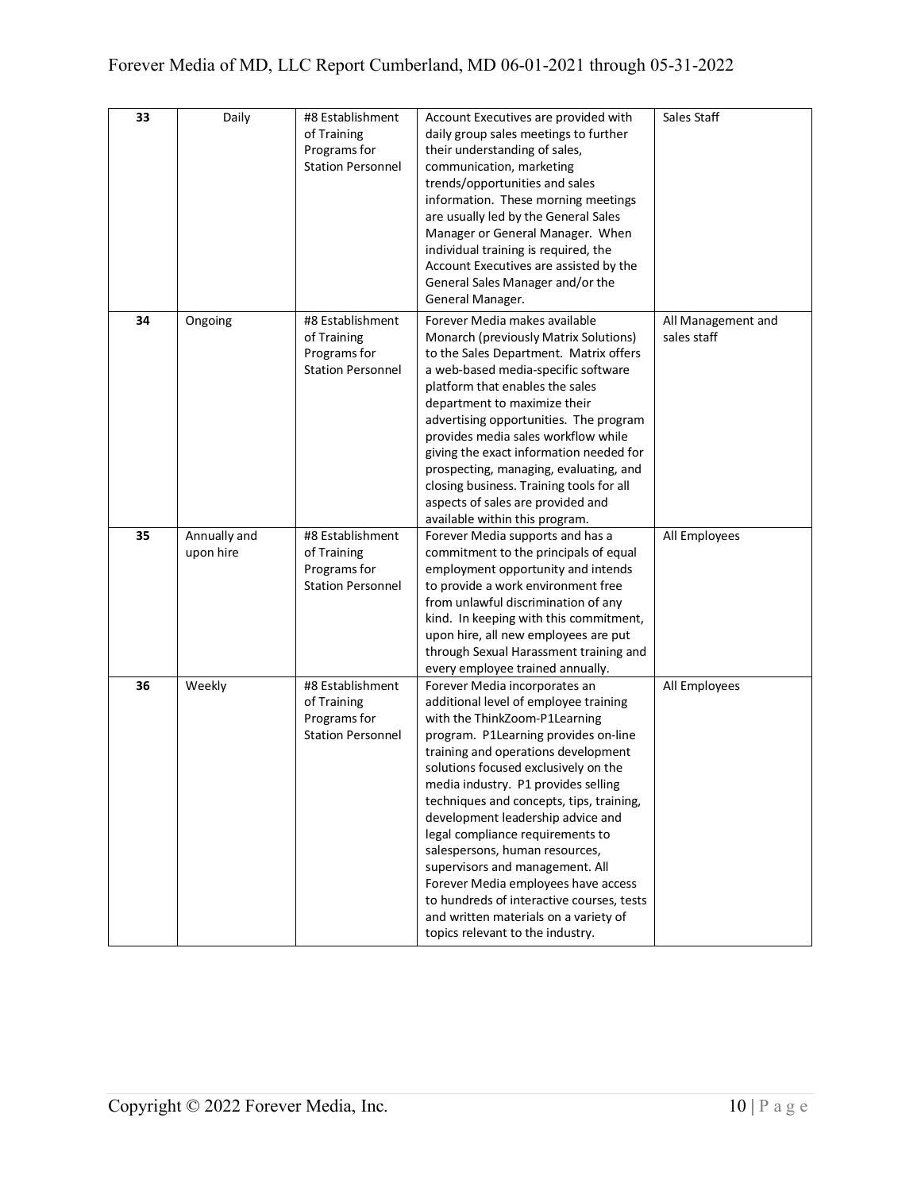| 33 | Daily | #8 Establishment of Training Programs for Station Personnel | Account Executives are provided with daily group sales meetings to further their understanding of sales, communication, marketing trends/opportunities and sales information. These morning meetings are usually led by the General Sales Manager or General Manager. When individual training is required, the Account Executives are assisted by the General Sales Manager and/or the General Manager. | Sales Staff |
|---|---|---|---|---|
| 34 | Ongoing | #8 Establishment of Training Programs for Station Personnel | Forever Media makes available Monarch (previously Matrix Solutions) to the Sales Department. Matrix offers a web-based media-specific software platform that enables the sales department to maximize their advertising opportunities. The program provides media sales workflow while giving the exact information needed for prospecting, managing, evaluating, and closing business. Training tools for all aspects of sales are provided and available within this program. | All Management and sales staff |
| 35 | Annually and upon hire | #8 Establishment of Training Programs for Station Personnel | Forever Media supports and has a commitment to the principals of equal employment opportunity and intends to provide a work environment free from unlawful discrimination of any kind. In keeping with this commitment, upon hire, all new employees are put through Sexual Harassment training and every employee trained annually. | All Employees |
| 36 | Weekly | #8 Establishment of Training Programs for Station Personnel | Forever Media incorporates an additional level of employee training with the ThinkZoom-P1Learning program. P1Learning provides on-line training and operations development solutions focused exclusively on the media industry. P1 provides selling techniques and concepts, tips, training, development leadership advice and legal compliance requirements to salespersons, human resources, supervisors and management. All Forever Media employees have access to hundreds of interactive courses, tests and written materials on a variety of topics relevant to the industry. | All Employees |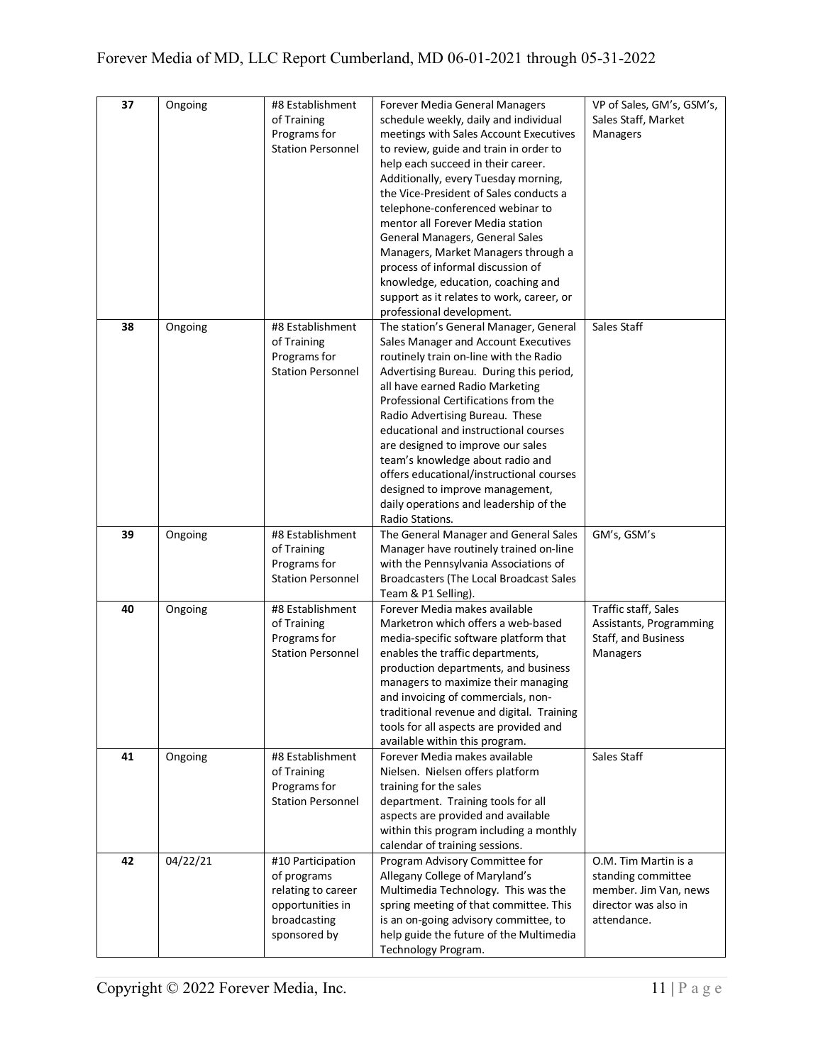| 37 | Ongoing | #8 Establishment of Training Programs for Station Personnel | Forever Media General Managers schedule weekly, daily and individual meetings with Sales Account Executives to review, guide and train in order to help each succeed in their career. Additionally, every Tuesday morning, the Vice-President of Sales conducts a telephone-conferenced webinar to mentor all Forever Media station General Managers, General Sales Managers, Market Managers through a process of informal discussion of knowledge, education, coaching and support as it relates to work, career, or professional development. | VP of Sales, GM's, GSM's, Sales Staff, Market Managers |
|---|---|---|---|---|
| 38 | Ongoing | #8 Establishment of Training Programs for Station Personnel | The station's General Manager, General Sales Manager and Account Executives routinely train on-line with the Radio Advertising Bureau. During this period, all have earned Radio Marketing Professional Certifications from the Radio Advertising Bureau. These educational and instructional courses are designed to improve our sales team's knowledge about radio and offers educational/instructional courses designed to improve management, daily operations and leadership of the Radio Stations. | Sales Staff |
| 39 | Ongoing | #8 Establishment of Training Programs for Station Personnel | The General Manager and General Sales Manager have routinely trained on-line with the Pennsylvania Associations of Broadcasters (The Local Broadcast Sales Team & P1 Selling). | GM's, GSM's |
| 40 | Ongoing | #8 Establishment of Training Programs for Station Personnel | Forever Media makes available Marketron which offers a web-based media-specific software platform that enables the traffic departments, production departments, and business managers to maximize their managing and invoicing of commercials, non-traditional revenue and digital. Training tools for all aspects are provided and available within this program. | Traffic staff, Sales Assistants, Programming Staff, and Business Managers |
| 41 | Ongoing | #8 Establishment of Training Programs for Station Personnel | Forever Media makes available Nielsen. Nielsen offers platform training for the sales department. Training tools for all aspects are provided and available within this program including a monthly calendar of training sessions. | Sales Staff |
| 42 | 04/22/21 | #10 Participation of programs relating to career opportunities in broadcasting sponsored by | Program Advisory Committee for Allegany College of Maryland's Multimedia Technology. This was the spring meeting of that committee. This is an on-going advisory committee, to help guide the future of the Multimedia Technology Program. | O.M. Tim Martin is a standing committee member. Jim Van, news director was also in attendance. |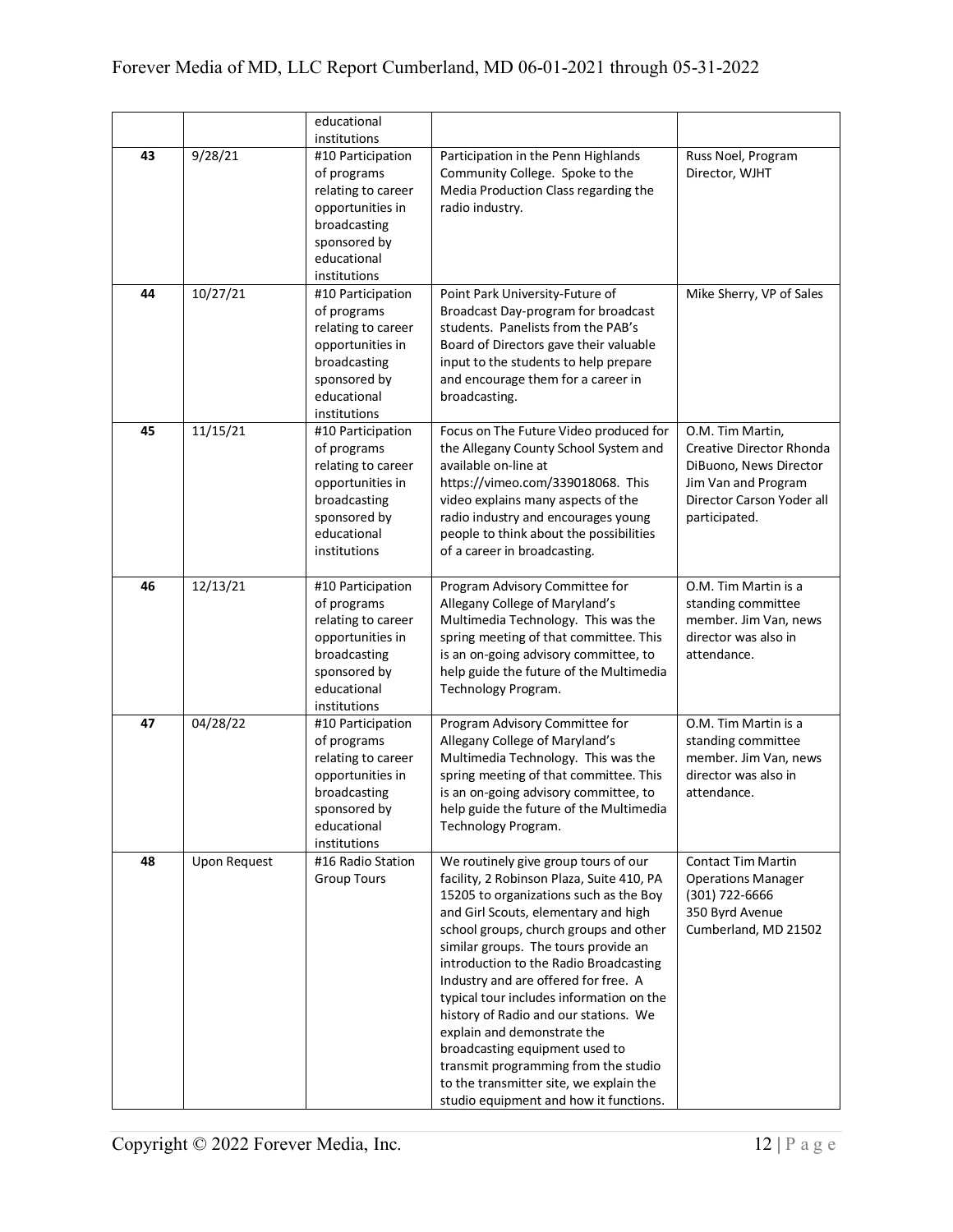| | | educational institutions | | |
|---|---|---|---|---|
| **43** | 9/28/21 | #10 Participation of programs relating to career opportunities in broadcasting sponsored by educational institutions | Participation in the Penn Highlands Community College. Spoke to the Media Production Class regarding the radio industry. | Russ Noel, Program Director, WJHT |
| **44** | 10/27/21 | #10 Participation of programs relating to career opportunities in broadcasting sponsored by educational institutions | Point Park University-Future of Broadcast Day-program for broadcast students. Panelists from the PAB's Board of Directors gave their valuable input to the students to help prepare and encourage them for a career in broadcasting. | Mike Sherry, VP of Sales |
| **45** | 11/15/21 | #10 Participation of programs relating to career opportunities in broadcasting sponsored by educational institutions | Focus on The Future Video produced for the Allegany County School System and available on-line at https://vimeo.com/339018068. This video explains many aspects of the radio industry and encourages young people to think about the possibilities of a career in broadcasting. | O.M. Tim Martin, Creative Director Rhonda DiBuono, News Director Jim Van and Program Director Carson Yoder all participated. |
| **46** | 12/13/21 | #10 Participation of programs relating to career opportunities in broadcasting sponsored by educational institutions | Program Advisory Committee for Allegany College of Maryland's Multimedia Technology. This was the spring meeting of that committee. This is an on-going advisory committee, to help guide the future of the Multimedia Technology Program. | O.M. Tim Martin is a standing committee member. Jim Van, news director was also in attendance. |
| **47** | 04/28/22 | #10 Participation of programs relating to career opportunities in broadcasting sponsored by educational institutions | Program Advisory Committee for Allegany College of Maryland's Multimedia Technology. This was the spring meeting of that committee. This is an on-going advisory committee, to help guide the future of the Multimedia Technology Program. | O.M. Tim Martin is a standing committee member. Jim Van, news director was also in attendance. |
| **48** | Upon Request | #16 Radio Station Group Tours | We routinely give group tours of our facility, 2 Robinson Plaza, Suite 410, PA 15205 to organizations such as the Boy and Girl Scouts, elementary and high school groups, church groups and other similar groups. The tours provide an introduction to the Radio Broadcasting Industry and are offered for free. A typical tour includes information on the history of Radio and our stations. We explain and demonstrate the broadcasting equipment used to transmit programming from the studio to the transmitter site, we explain the studio equipment and how it functions. | Contact Tim Martin Operations Manager (301) 722-6666 350 Byrd Avenue Cumberland, MD 21502 |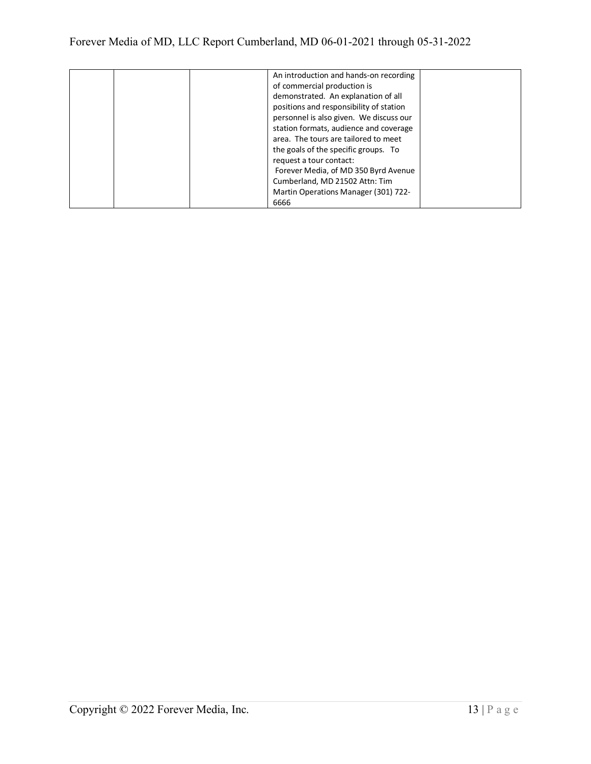| | | | | |
|---|---|---|---|---|
| | | | An introduction and hands-on recording of commercial production is demonstrated. An explanation of all positions and responsibility of station personnel is also given. We discuss our station formats, audience and coverage area. The tours are tailored to meet the goals of the specific groups. To request a tour contact: Forever Media, of MD 350 Byrd Avenue Cumberland, MD 21502 Attn: Tim Martin Operations Manager (301) 722-6666 | |